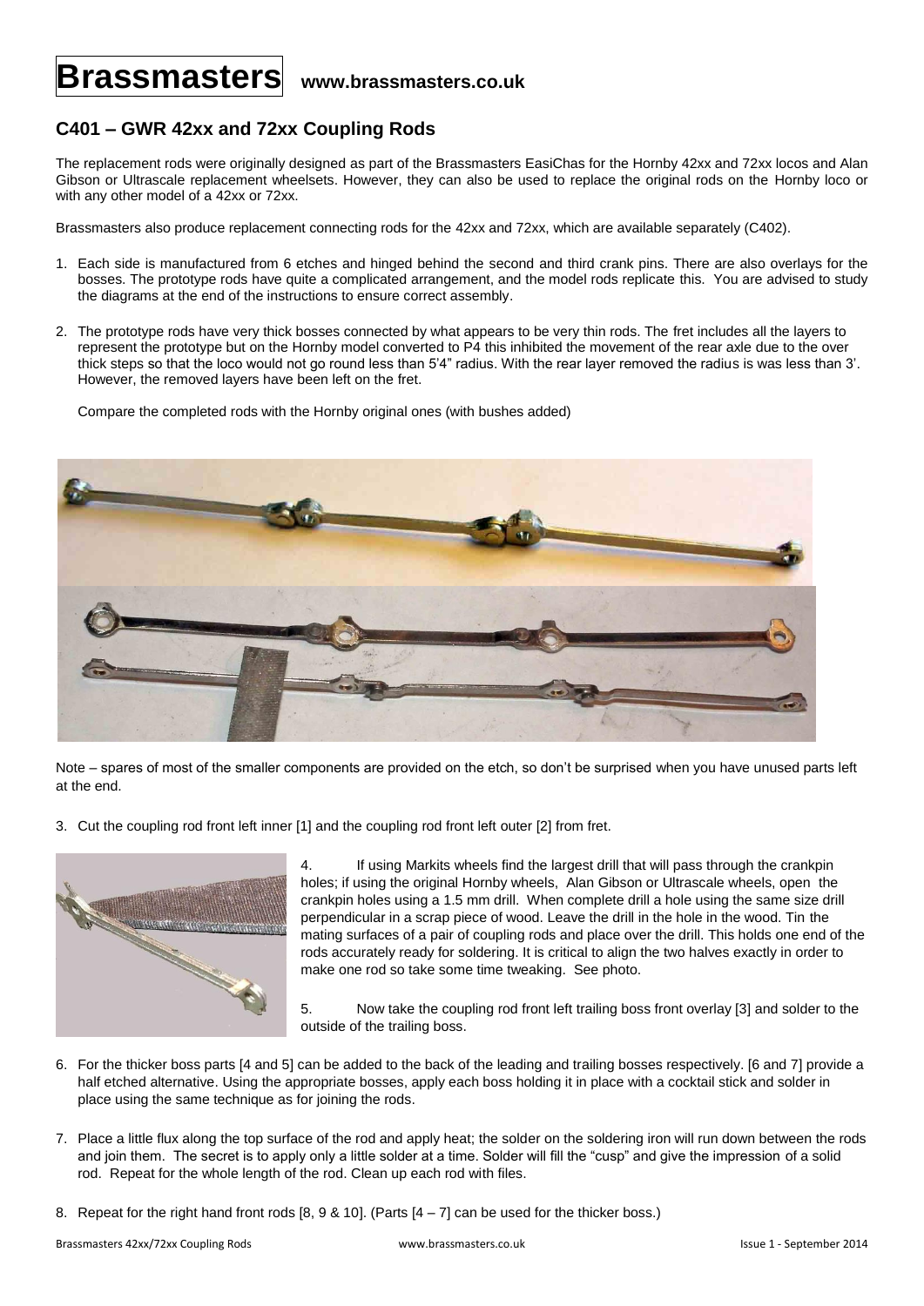# Brassmasters www.brassmasters.co.uk

## C401 – GWR 42xx and 72xx Coupling Rods

The replacement rods were originally designed as part of the Brassmasters EasiChas for the Hornby 42xx and 72xx locos and Alan Gibson or Ultrascale replacement wheelsets. However, they can also be used to replace the original rods on the Hornby loco or with any other model of a 42xx or 72xx.

Brassmasters also produce replacement connecting rods for the 42xx and 72xx, which are available separately (C402).

1. Each side is manufactured from 6 etches and hinged behind the second and third crank pins. There are also overlays for the bosses. The prototype rods have quite a complicated arrangement, and the model rods replicate this. You are advised to study the diagrams at the end of the instructions to ensure correct assembly.

2. The prototype rods have very thick bosses connected by what appears to be very thin rods. The fret includes all the layers to represent the prototype but on the Hornby model converted to P4 this inhibited the movement of the rear axle due to the over thick steps so that the loco would not go round less than 5'4" radius. With the rear layer removed the radius is was less than 3'. However, the removed layers have been left on the fret.

   Compare the completed rods with the Hornby original ones (with bushes added)

Note – spares of most of the smaller components are provided on the etch, so don't be surprised when you have unused parts left at the end.

3. Cut the coupling rod front left inner [1] and the coupling rod front left outer [2] from fret.

4. If using Markits wheels find the largest drill that will pass through the crankpin holes; if using the original Hornby wheels, Alan Gibson or Ultrascale wheels, open the crankpin holes using a 1.5 mm drill. When complete drill a hole using the same size drill perpendicular in a scrap piece of wood. Leave the drill in the hole in the wood. Tin the mating surfaces of a pair of coupling rods and place over the drill. This holds one end of the rods accurately ready for soldering. It is critical to align the two halves exactly in order to make one rod so take some time tweaking. See photo.

5. Now take the coupling rod front left trailing boss front overlay [3] and solder to the outside of the trailing boss.

6. For the thicker boss parts [4 and 5] can be added to the back of the leading and trailing bosses respectively. [6 and 7] provide a half etched alternative. Using the appropriate bosses, apply each boss holding it in place with a cocktail stick and solder in place using the same technique as for joining the rods.

7. Place a little flux along the top surface of the rod and apply heat; the solder on the soldering iron will run down between the rods and join them. The secret is to apply only a little solder at a time. Solder will fill the "cusp" and give the impression of a solid rod. Repeat for the whole length of the rod. Clean up each rod with files.

8. Repeat for the right hand front rods [8, 9 & 10]. (Parts [4 – 7] can be used for the thicker boss.)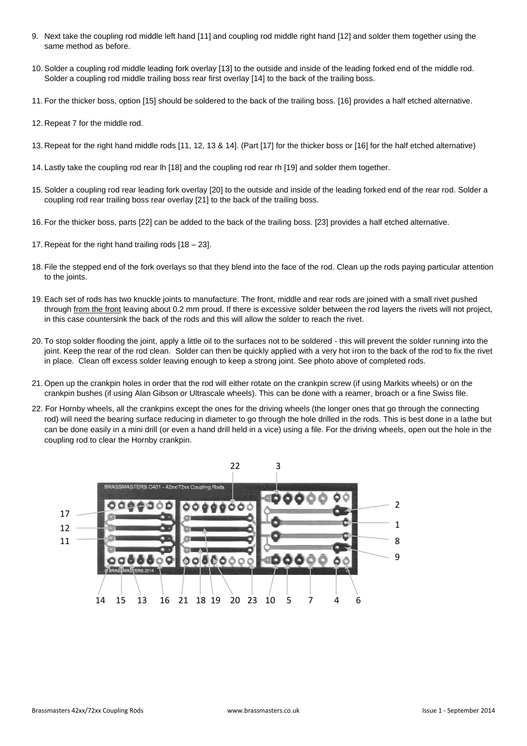9. Next take the coupling rod middle left hand [11] and coupling rod middle right hand [12] and solder them together using the same method as before.

10. Solder a coupling rod middle leading fork overlay [13] to the outside and inside of the leading forked end of the middle rod. Solder a coupling rod middle trailing boss rear first overlay [14] to the back of the trailing boss.

11. For the thicker boss, option [15] should be soldered to the back of the trailing boss. [16] provides a half etched alternative.

12. Repeat 7 for the middle rod.

13. Repeat for the right hand middle rods [11, 12, 13 & 14]. (Part [17] for the thicker boss or [16] for the half etched alternative)

14. Lastly take the coupling rod rear lh [18] and the coupling rod rear rh [19] and solder them together.

15. Solder a coupling rod rear leading fork overlay [20] to the outside and inside of the leading forked end of the rear rod. Solder a coupling rod rear trailing boss rear overlay [21] to the back of the trailing boss.

16. For the thicker boss, parts [22] can be added to the back of the trailing boss. [23] provides a half etched alternative.

17. Repeat for the right hand trailing rods [18 – 23].

18. File the stepped end of the fork overlays so that they blend into the face of the rod. Clean up the rods paying particular attention to the joints.

19. Each set of rods has two knuckle joints to manufacture. The front, middle and rear rods are joined with a small rivet pushed through from the front leaving about 0.2 mm proud. If there is excessive solder between the rod layers the rivets will not project, in this case countersink the back of the rods and this will allow the solder to reach the rivet.

20. To stop solder flooding the joint, apply a little oil to the surfaces not to be soldered - this will prevent the solder running into the joint. Keep the rear of the rod clean. Solder can then be quickly applied with a very hot iron to the back of the rod to fix the rivet in place. Clean off excess solder leaving enough to keep a strong joint. See photo above of completed rods.

21. Open up the crankpin holes in order that the rod will either rotate on the crankpin screw (if using Markits wheels) or on the crankpin bushes (if using Alan Gibson or Ultrascale wheels). This can be done with a reamer, broach or a fine Swiss file.

22. For Hornby wheels, all the crankpins except the ones for the driving wheels (the longer ones that go through the connecting rod) will need the bearing surface reducing in diameter to go through the hole drilled in the rods. This is best done in a lathe but can be done easily in a mini drill (or even a hand drill held in a vice) using a file. For the driving wheels, open out the hole in the coupling rod to clear the Hornby crankpin.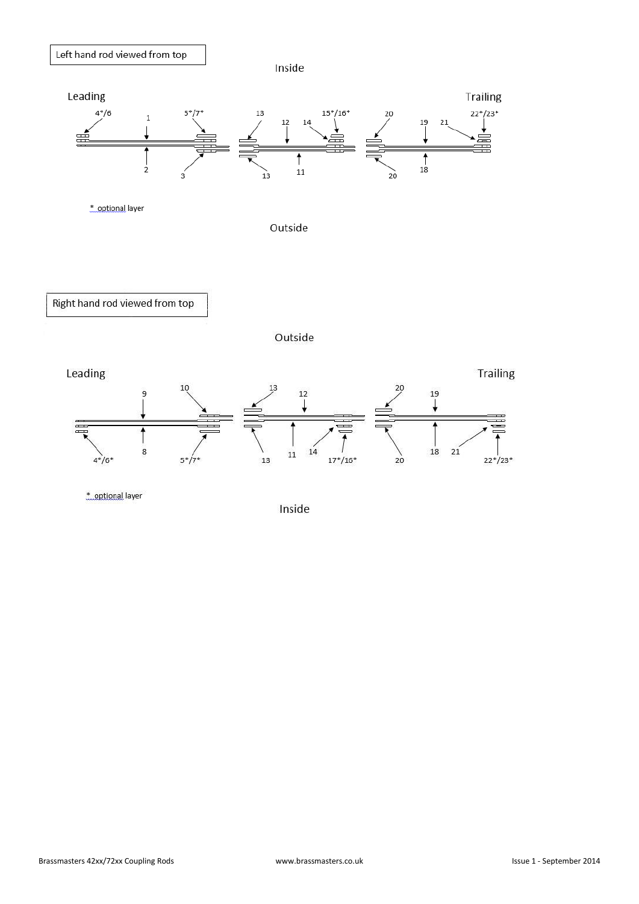Left hand rod viewed from top

Inside

Leading

Trailing

4*/6

1

5*/7*

13

12

14

15*/16*

20

19

21

22*/23*

2

3

13

11

20

18

\* optional layer

Outside

Right hand rod viewed from top

Outside

Leading

Trailing

9

10

13

12

20

19

4*/6*

8

5*/7*

13

11

14

17*/16*

20

18

21

22*/23*

\* optional layer

Inside